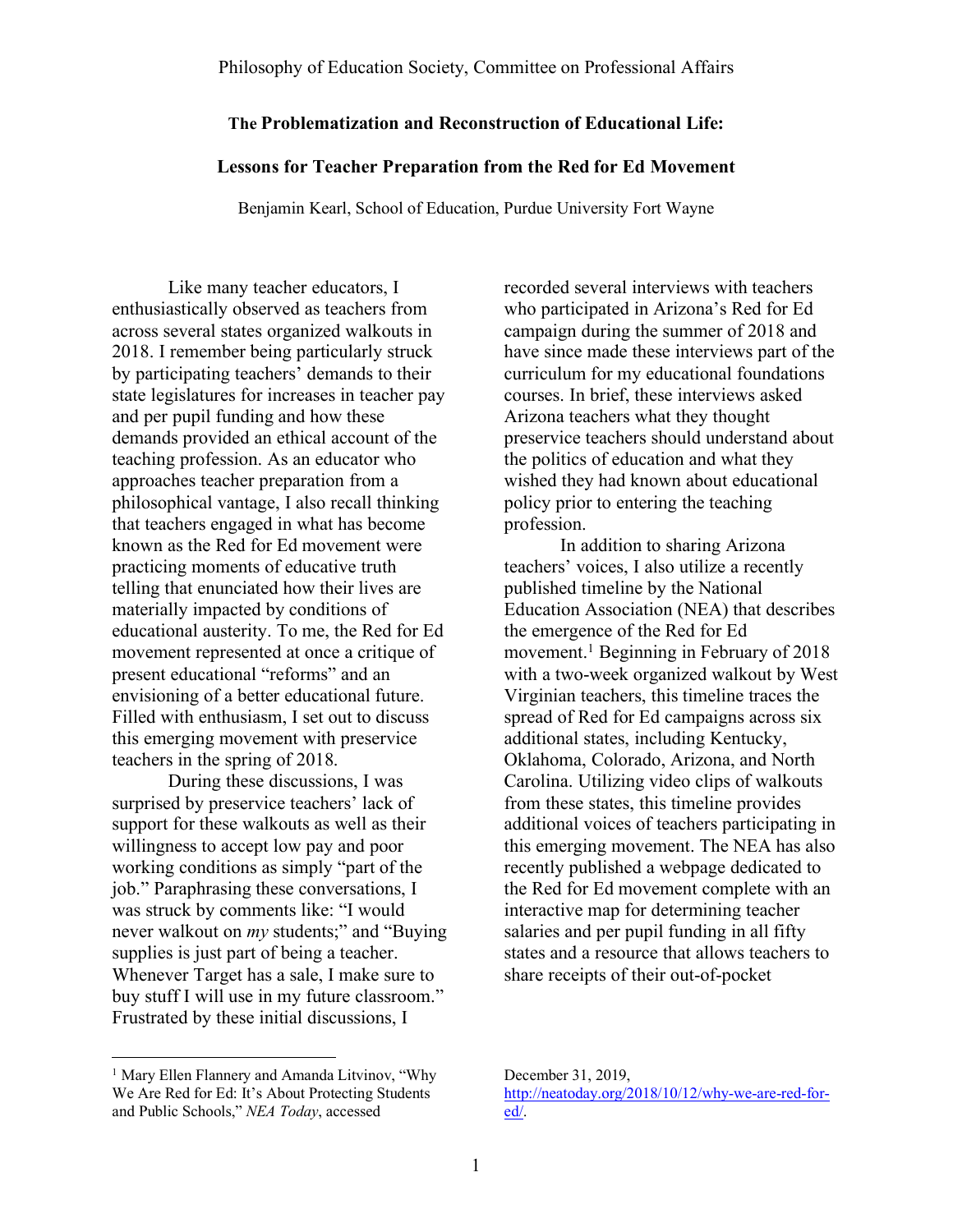Philosophy of Education Society, Committee on Professional Affairs

## The Problematization and Reconstruction of Educational Life:

## Lessons for Teacher Preparation from the Red for Ed Movement

Benjamin Kearl, School of Education, Purdue University Fort Wayne

Like many teacher educators, I enthusiastically observed as teachers from across several states organized walkouts in 2018. I remember being particularly struck by participating teachers' demands to their state legislatures for increases in teacher pay and per pupil funding and how these demands provided an ethical account of the teaching profession. As an educator who approaches teacher preparation from a philosophical vantage, I also recall thinking that teachers engaged in what has become known as the Red for Ed movement were practicing moments of educative truth telling that enunciated how their lives are materially impacted by conditions of educational austerity. To me, the Red for Ed movement represented at once a critique of present educational "reforms" and an envisioning of a better educational future. Filled with enthusiasm, I set out to discuss this emerging movement with preservice teachers in the spring of 2018.

During these discussions, I was surprised by preservice teachers' lack of support for these walkouts as well as their willingness to accept low pay and poor working conditions as simply "part of the job." Paraphrasing these conversations, I was struck by comments like: "I would never walkout on *my* students;" and "Buying supplies is just part of being a teacher. Whenever Target has a sale, I make sure to buy stuff I will use in my future classroom." Frustrated by these initial discussions, I recorded several interviews with teachers who participated in Arizona's Red for Ed campaign during the summer of 2018 and have since made these interviews part of the curriculum for my educational foundations courses. In brief, these interviews asked Arizona teachers what they thought preservice teachers should understand about the politics of education and what they wished they had known about educational policy prior to entering the teaching profession.

In addition to sharing Arizona teachers' voices, I also utilize a recently published timeline by the National Education Association (NEA) that describes the emergence of the Red for Ed movement.[1] Beginning in February of 2018 with a two-week organized walkout by West Virginian teachers, this timeline traces the spread of Red for Ed campaigns across six additional states, including Kentucky, Oklahoma, Colorado, Arizona, and North Carolina. Utilizing video clips of walkouts from these states, this timeline provides additional voices of teachers participating in this emerging movement. The NEA has also recently published a webpage dedicated to the Red for Ed movement complete with an interactive map for determining teacher salaries and per pupil funding in all fifty states and a resource that allows teachers to share receipts of their out-of-pocket

---

[1] Mary Ellen Flannery and Amanda Litvinov, "Why We Are Red for Ed: It's About Protecting Students and Public Schools," *NEA Today*, accessed December 31, 2019, http://neatoday.org/2018/10/12/why-we-are-red-for-ed/.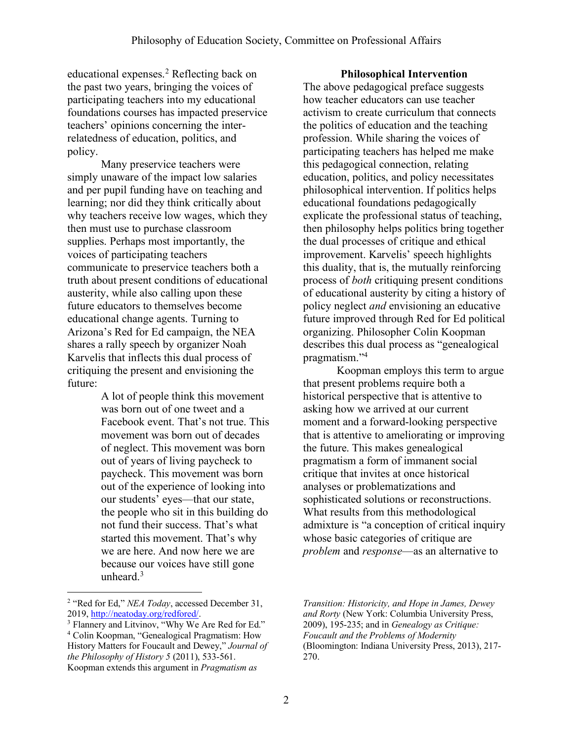educational expenses.[2] Reflecting back on the past two years, bringing the voices of participating teachers into my educational foundations courses has impacted preservice teachers' opinions concerning the inter-relatedness of education, politics, and policy.

Many preservice teachers were simply unaware of the impact low salaries and per pupil funding have on teaching and learning; nor did they think critically about why teachers receive low wages, which they then must use to purchase classroom supplies. Perhaps most importantly, the voices of participating teachers communicate to preservice teachers both a truth about present conditions of educational austerity, while also calling upon these future educators to themselves become educational change agents. Turning to Arizona's Red for Ed campaign, the NEA shares a rally speech by organizer Noah Karvelis that inflects this dual process of critiquing the present and envisioning the future:

> A lot of people think this movement was born out of one tweet and a Facebook event. That's not true. This movement was born out of decades of neglect. This movement was born out of years of living paycheck to paycheck. This movement was born out of the experience of looking into our students' eyes—that our state, the people who sit in this building do not fund their success. That's what started this movement. That's why we are here. And now here we are because our voices have still gone unheard.[3]

## Philosophical Intervention

The above pedagogical preface suggests how teacher educators can use teacher activism to create curriculum that connects the politics of education and the teaching profession. While sharing the voices of participating teachers has helped me make this pedagogical connection, relating education, politics, and policy necessitates philosophical intervention. If politics helps educational foundations pedagogically explicate the professional status of teaching, then philosophy helps politics bring together the dual processes of critique and ethical improvement. Karvelis' speech highlights this duality, that is, the mutually reinforcing process of *both* critiquing present conditions of educational austerity by citing a history of policy neglect *and* envisioning an educative future improved through Red for Ed political organizing. Philosopher Colin Koopman describes this dual process as "genealogical pragmatism."[4]

Koopman employs this term to argue that present problems require both a historical perspective that is attentive to asking how we arrived at our current moment and a forward-looking perspective that is attentive to ameliorating or improving the future. This makes genealogical pragmatism a form of immanent social critique that invites at once historical analyses or problematizations and sophisticated solutions or reconstructions. What results from this methodological admixture is "a conception of critical inquiry whose basic categories of critique are *problem* and *response*—as an alternative to

---

[2] "Red for Ed," *NEA Today*, accessed December 31, 2019, http://neatoday.org/redfored/.

[3] Flannery and Litvinov, "Why We Are Red for Ed."

[4] Colin Koopman, "Genealogical Pragmatism: How History Matters for Foucault and Dewey," *Journal of the Philosophy of History 5* (2011), 533-561. Koopman extends this argument in *Pragmatism as Transition: Historicity, and Hope in James, Dewey and Rorty* (New York: Columbia University Press, 2009), 195-235; and in *Genealogy as Critique: Foucault and the Problems of Modernity* (Bloomington: Indiana University Press, 2013), 217-270.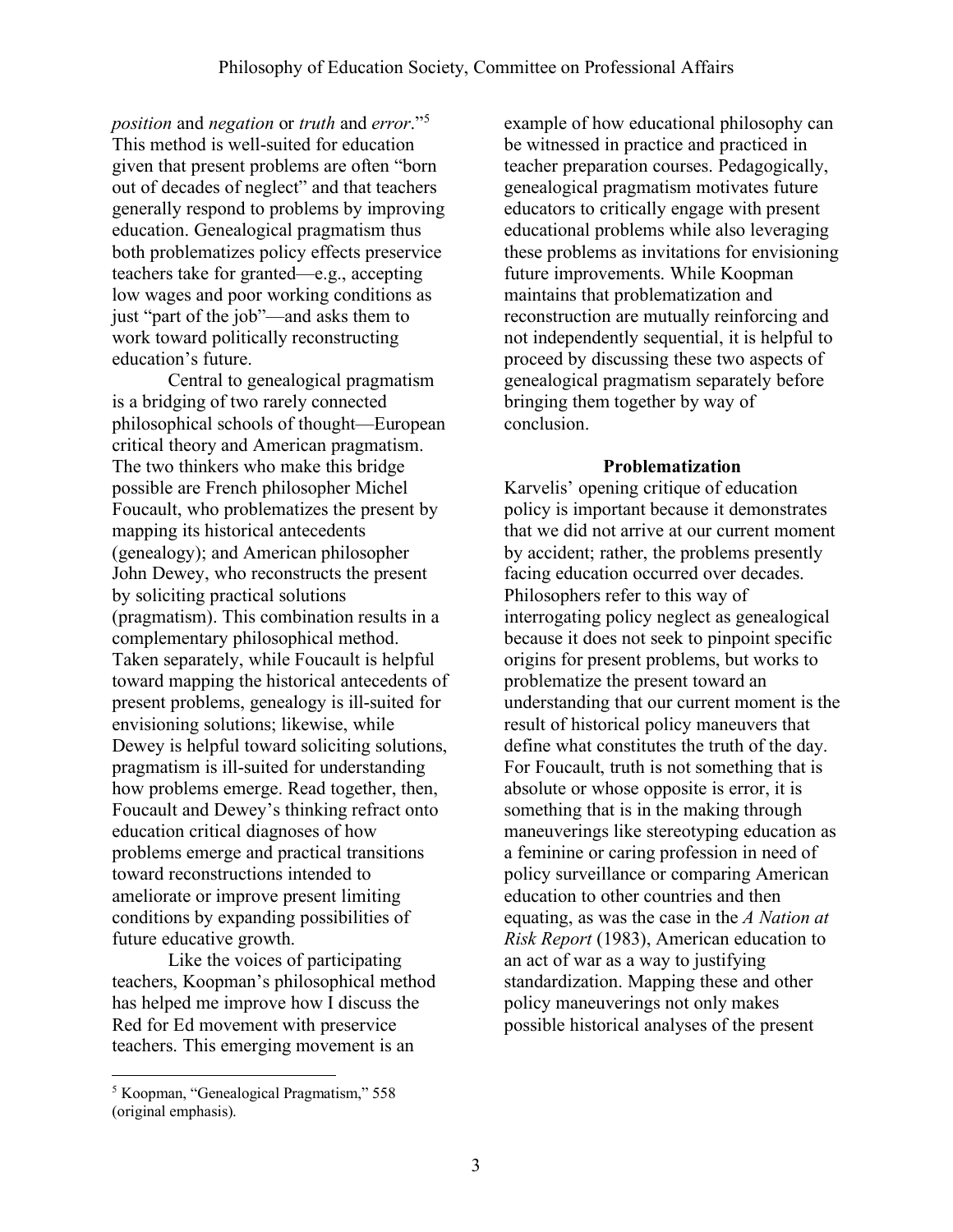*position* and *negation* or *truth* and *error*."[5] This method is well-suited for education given that present problems are often "born out of decades of neglect" and that teachers generally respond to problems by improving education. Genealogical pragmatism thus both problematizes policy effects preservice teachers take for granted—e.g., accepting low wages and poor working conditions as just "part of the job"—and asks them to work toward politically reconstructing education's future.

Central to genealogical pragmatism is a bridging of two rarely connected philosophical schools of thought—European critical theory and American pragmatism. The two thinkers who make this bridge possible are French philosopher Michel Foucault, who problematizes the present by mapping its historical antecedents (genealogy); and American philosopher John Dewey, who reconstructs the present by soliciting practical solutions (pragmatism). This combination results in a complementary philosophical method. Taken separately, while Foucault is helpful toward mapping the historical antecedents of present problems, genealogy is ill-suited for envisioning solutions; likewise, while Dewey is helpful toward soliciting solutions, pragmatism is ill-suited for understanding how problems emerge. Read together, then, Foucault and Dewey's thinking refract onto education critical diagnoses of how problems emerge and practical transitions toward reconstructions intended to ameliorate or improve present limiting conditions by expanding possibilities of future educative growth.

Like the voices of participating teachers, Koopman's philosophical method has helped me improve how I discuss the Red for Ed movement with preservice teachers. This emerging movement is an example of how educational philosophy can be witnessed in practice and practiced in teacher preparation courses. Pedagogically, genealogical pragmatism motivates future educators to critically engage with present educational problems while also leveraging these problems as invitations for envisioning future improvements. While Koopman maintains that problematization and reconstruction are mutually reinforcing and not independently sequential, it is helpful to proceed by discussing these two aspects of genealogical pragmatism separately before bringing them together by way of conclusion.

### Problematization

Karvelis' opening critique of education policy is important because it demonstrates that we did not arrive at our current moment by accident; rather, the problems presently facing education occurred over decades. Philosophers refer to this way of interrogating policy neglect as genealogical because it does not seek to pinpoint specific origins for present problems, but works to problematize the present toward an understanding that our current moment is the result of historical policy maneuvers that define what constitutes the truth of the day. For Foucault, truth is not something that is absolute or whose opposite is error, it is something that is in the making through maneuverings like stereotyping education as a feminine or caring profession in need of policy surveillance or comparing American education to other countries and then equating, as was the case in the *A Nation at Risk Report* (1983), American education to an act of war as a way to justifying standardization. Mapping these and other policy maneuverings not only makes possible historical analyses of the present

---

[5] Koopman, "Genealogical Pragmatism," 558 (original emphasis).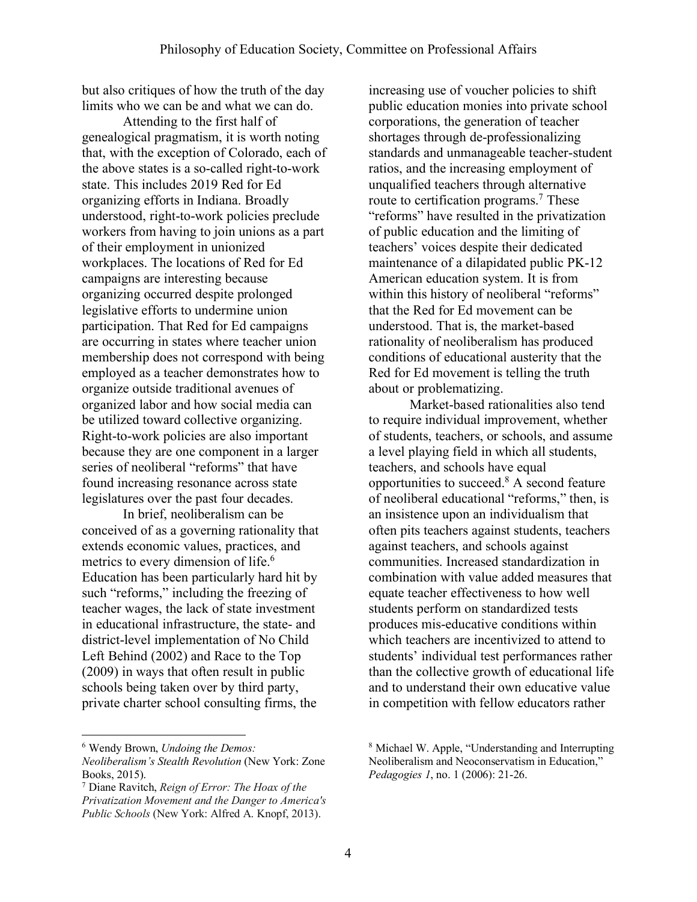but also critiques of how the truth of the day limits who we can be and what we can do.

Attending to the first half of genealogical pragmatism, it is worth noting that, with the exception of Colorado, each of the above states is a so-called right-to-work state. This includes 2019 Red for Ed organizing efforts in Indiana. Broadly understood, right-to-work policies preclude workers from having to join unions as a part of their employment in unionized workplaces. The locations of Red for Ed campaigns are interesting because organizing occurred despite prolonged legislative efforts to undermine union participation. That Red for Ed campaigns are occurring in states where teacher union membership does not correspond with being employed as a teacher demonstrates how to organize outside traditional avenues of organized labor and how social media can be utilized toward collective organizing. Right-to-work policies are also important because they are one component in a larger series of neoliberal "reforms" that have found increasing resonance across state legislatures over the past four decades.

In brief, neoliberalism can be conceived of as a governing rationality that extends economic values, practices, and metrics to every dimension of life.[6] Education has been particularly hard hit by such "reforms," including the freezing of teacher wages, the lack of state investment in educational infrastructure, the state- and district-level implementation of No Child Left Behind (2002) and Race to the Top (2009) in ways that often result in public schools being taken over by third party, private charter school consulting firms, the increasing use of voucher policies to shift public education monies into private school corporations, the generation of teacher shortages through de-professionalizing standards and unmanageable teacher-student ratios, and the increasing employment of unqualified teachers through alternative route to certification programs.[7] These "reforms" have resulted in the privatization of public education and the limiting of teachers' voices despite their dedicated maintenance of a dilapidated public PK-12 American education system. It is from within this history of neoliberal "reforms" that the Red for Ed movement can be understood. That is, the market-based rationality of neoliberalism has produced conditions of educational austerity that the Red for Ed movement is telling the truth about or problematizing.

Market-based rationalities also tend to require individual improvement, whether of students, teachers, or schools, and assume a level playing field in which all students, teachers, and schools have equal opportunities to succeed.[8] A second feature of neoliberal educational "reforms," then, is an insistence upon an individualism that often pits teachers against students, teachers against teachers, and schools against communities. Increased standardization in combination with value added measures that equate teacher effectiveness to how well students perform on standardized tests produces mis-educative conditions within which teachers are incentivized to attend to students' individual test performances rather than the collective growth of educational life and to understand their own educative value in competition with fellow educators rather

---

[6] Wendy Brown, *Undoing the Demos: Neoliberalism's Stealth Revolution* (New York: Zone Books, 2015).

[7] Diane Ravitch, *Reign of Error: The Hoax of the Privatization Movement and the Danger to America's Public Schools* (New York: Alfred A. Knopf, 2013).

[8] Michael W. Apple, "Understanding and Interrupting Neoliberalism and Neoconservatism in Education," *Pedagogies 1*, no. 1 (2006): 21-26.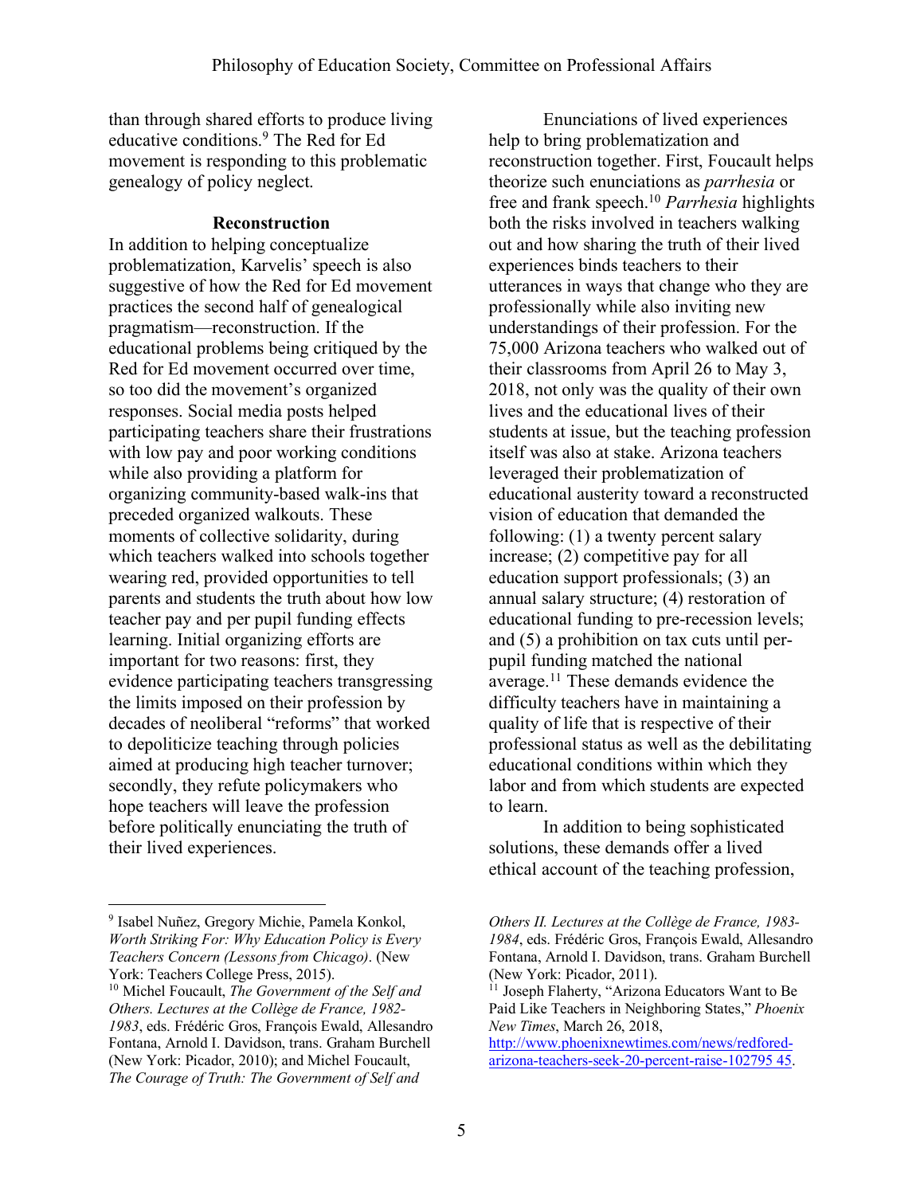than through shared efforts to produce living educative conditions.[9] The Red for Ed movement is responding to this problematic genealogy of policy neglect.

## Reconstruction

In addition to helping conceptualize problematization, Karvelis' speech is also suggestive of how the Red for Ed movement practices the second half of genealogical pragmatism—reconstruction. If the educational problems being critiqued by the Red for Ed movement occurred over time, so too did the movement's organized responses. Social media posts helped participating teachers share their frustrations with low pay and poor working conditions while also providing a platform for organizing community-based walk-ins that preceded organized walkouts. These moments of collective solidarity, during which teachers walked into schools together wearing red, provided opportunities to tell parents and students the truth about how low teacher pay and per pupil funding effects learning. Initial organizing efforts are important for two reasons: first, they evidence participating teachers transgressing the limits imposed on their profession by decades of neoliberal "reforms" that worked to depoliticize teaching through policies aimed at producing high teacher turnover; secondly, they refute policymakers who hope teachers will leave the profession before politically enunciating the truth of their lived experiences.

Enunciations of lived experiences help to bring problematization and reconstruction together. First, Foucault helps theorize such enunciations as *parrhesia* or free and frank speech.[10] *Parrhesia* highlights both the risks involved in teachers walking out and how sharing the truth of their lived experiences binds teachers to their utterances in ways that change who they are professionally while also inviting new understandings of their profession. For the 75,000 Arizona teachers who walked out of their classrooms from April 26 to May 3, 2018, not only was the quality of their own lives and the educational lives of their students at issue, but the teaching profession itself was also at stake. Arizona teachers leveraged their problematization of educational austerity toward a reconstructed vision of education that demanded the following: (1) a twenty percent salary increase; (2) competitive pay for all education support professionals; (3) an annual salary structure; (4) restoration of educational funding to pre-recession levels; and (5) a prohibition on tax cuts until per-pupil funding matched the national average.[11] These demands evidence the difficulty teachers have in maintaining a quality of life that is respective of their professional status as well as the debilitating educational conditions within which they labor and from which students are expected to learn.

In addition to being sophisticated solutions, these demands offer a lived ethical account of the teaching profession,

---

[9] Isabel Nuñez, Gregory Michie, Pamela Konkol, *Worth Striking For: Why Education Policy is Every Teachers Concern (Lessons from Chicago)*. (New York: Teachers College Press, 2015).

[10] Michel Foucault, *The Government of the Self and Others. Lectures at the Collège de France, 1982-1983*, eds. Frédéric Gros, François Ewald, Allesandro Fontana, Arnold I. Davidson, trans. Graham Burchell (New York: Picador, 2010); and Michel Foucault, *The Courage of Truth: The Government of Self and Others II. Lectures at the Collège de France, 1983-1984*, eds. Frédéric Gros, François Ewald, Allesandro Fontana, Arnold I. Davidson, trans. Graham Burchell (New York: Picador, 2011).

[11] Joseph Flaherty, "Arizona Educators Want to Be Paid Like Teachers in Neighboring States," *Phoenix New Times*, March 26, 2018, http://www.phoenixnewtimes.com/news/redfored-arizona-teachers-seek-20-percent-raise-102795 45.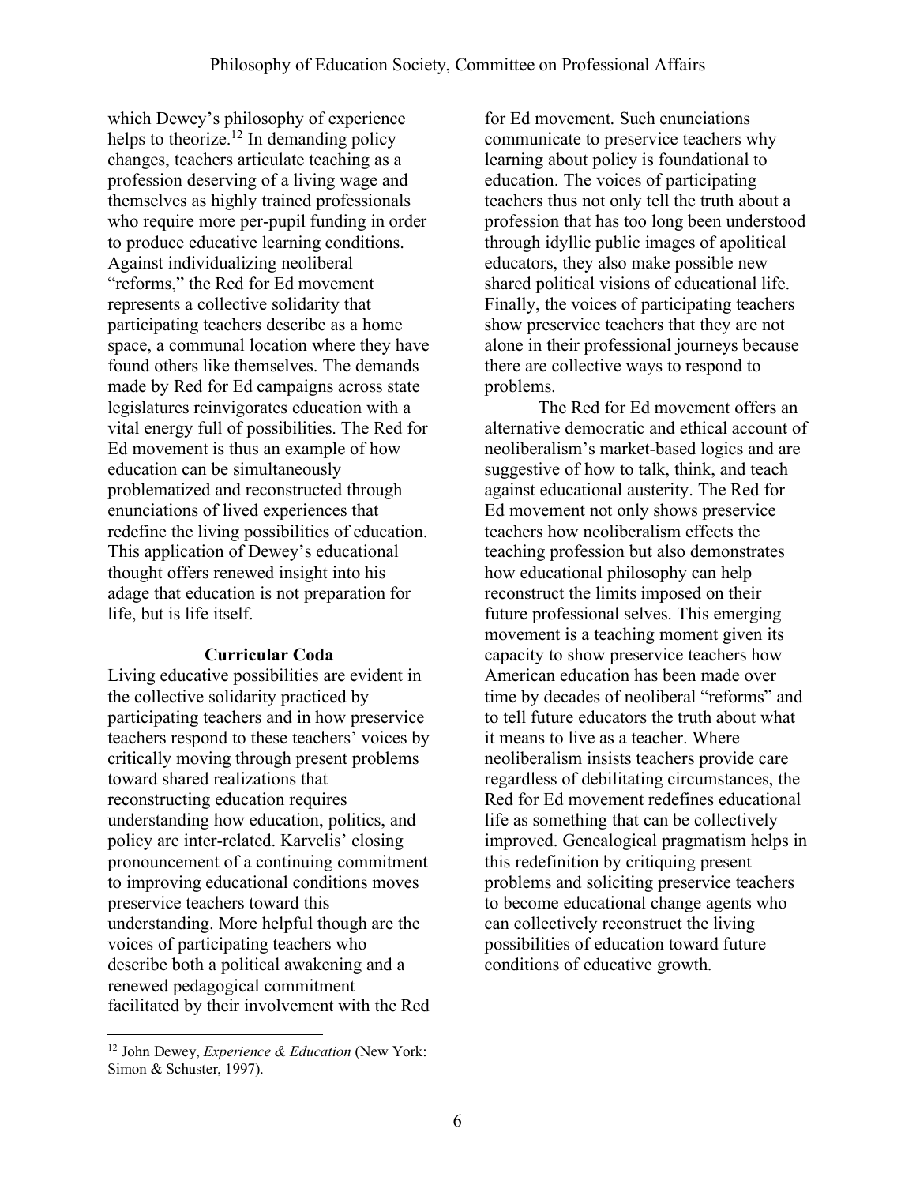which Dewey's philosophy of experience helps to theorize.[12] In demanding policy changes, teachers articulate teaching as a profession deserving of a living wage and themselves as highly trained professionals who require more per-pupil funding in order to produce educative learning conditions. Against individualizing neoliberal "reforms," the Red for Ed movement represents a collective solidarity that participating teachers describe as a home space, a communal location where they have found others like themselves. The demands made by Red for Ed campaigns across state legislatures reinvigorates education with a vital energy full of possibilities. The Red for Ed movement is thus an example of how education can be simultaneously problematized and reconstructed through enunciations of lived experiences that redefine the living possibilities of education. This application of Dewey's educational thought offers renewed insight into his adage that education is not preparation for life, but is life itself.

### Curricular Coda

Living educative possibilities are evident in the collective solidarity practiced by participating teachers and in how preservice teachers respond to these teachers' voices by critically moving through present problems toward shared realizations that reconstructing education requires understanding how education, politics, and policy are inter-related. Karvelis' closing pronouncement of a continuing commitment to improving educational conditions moves preservice teachers toward this understanding. More helpful though are the voices of participating teachers who describe both a political awakening and a renewed pedagogical commitment facilitated by their involvement with the Red for Ed movement. Such enunciations communicate to preservice teachers why learning about policy is foundational to education. The voices of participating teachers thus not only tell the truth about a profession that has too long been understood through idyllic public images of apolitical educators, they also make possible new shared political visions of educational life. Finally, the voices of participating teachers show preservice teachers that they are not alone in their professional journeys because there are collective ways to respond to problems.

The Red for Ed movement offers an alternative democratic and ethical account of neoliberalism's market-based logics and are suggestive of how to talk, think, and teach against educational austerity. The Red for Ed movement not only shows preservice teachers how neoliberalism effects the teaching profession but also demonstrates how educational philosophy can help reconstruct the limits imposed on their future professional selves. This emerging movement is a teaching moment given its capacity to show preservice teachers how American education has been made over time by decades of neoliberal "reforms" and to tell future educators the truth about what it means to live as a teacher. Where neoliberalism insists teachers provide care regardless of debilitating circumstances, the Red for Ed movement redefines educational life as something that can be collectively improved. Genealogical pragmatism helps in this redefinition by critiquing present problems and soliciting preservice teachers to become educational change agents who can collectively reconstruct the living possibilities of education toward future conditions of educative growth.

---

[12] John Dewey, *Experience & Education* (New York: Simon & Schuster, 1997).